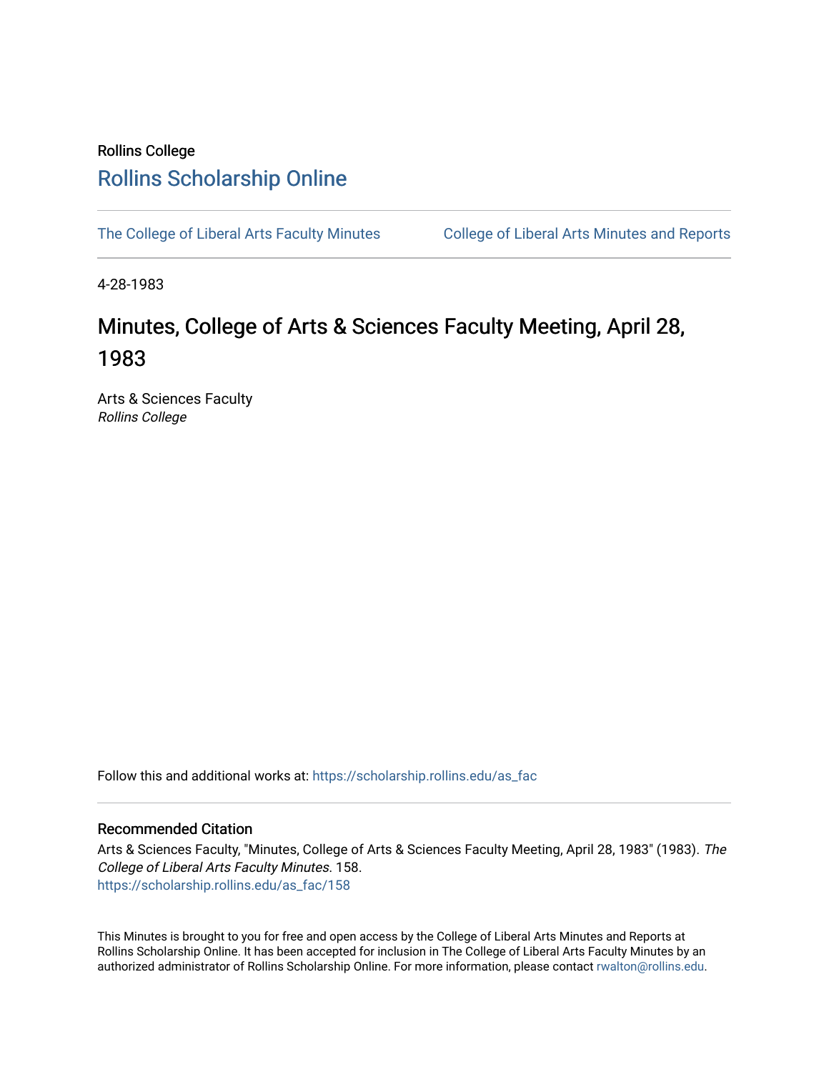Rollins College

# Rollins Scholarship Online

The College of Liberal Arts Faculty Minutes | College of Liberal Arts Minutes and Reports

4-28-1983

# Minutes, College of Arts & Sciences Faculty Meeting, April 28, 1983

Arts & Sciences Faculty
*Rollins College*

Follow this and additional works at: https://scholarship.rollins.edu/as_fac

## Recommended Citation

Arts & Sciences Faculty, "Minutes, College of Arts & Sciences Faculty Meeting, April 28, 1983" (1983). *The College of Liberal Arts Faculty Minutes*. 158.
https://scholarship.rollins.edu/as_fac/158

This Minutes is brought to you for free and open access by the College of Liberal Arts Minutes and Reports at Rollins Scholarship Online. It has been accepted for inclusion in The College of Liberal Arts Faculty Minutes by an authorized administrator of Rollins Scholarship Online. For more information, please contact rwalton@rollins.edu.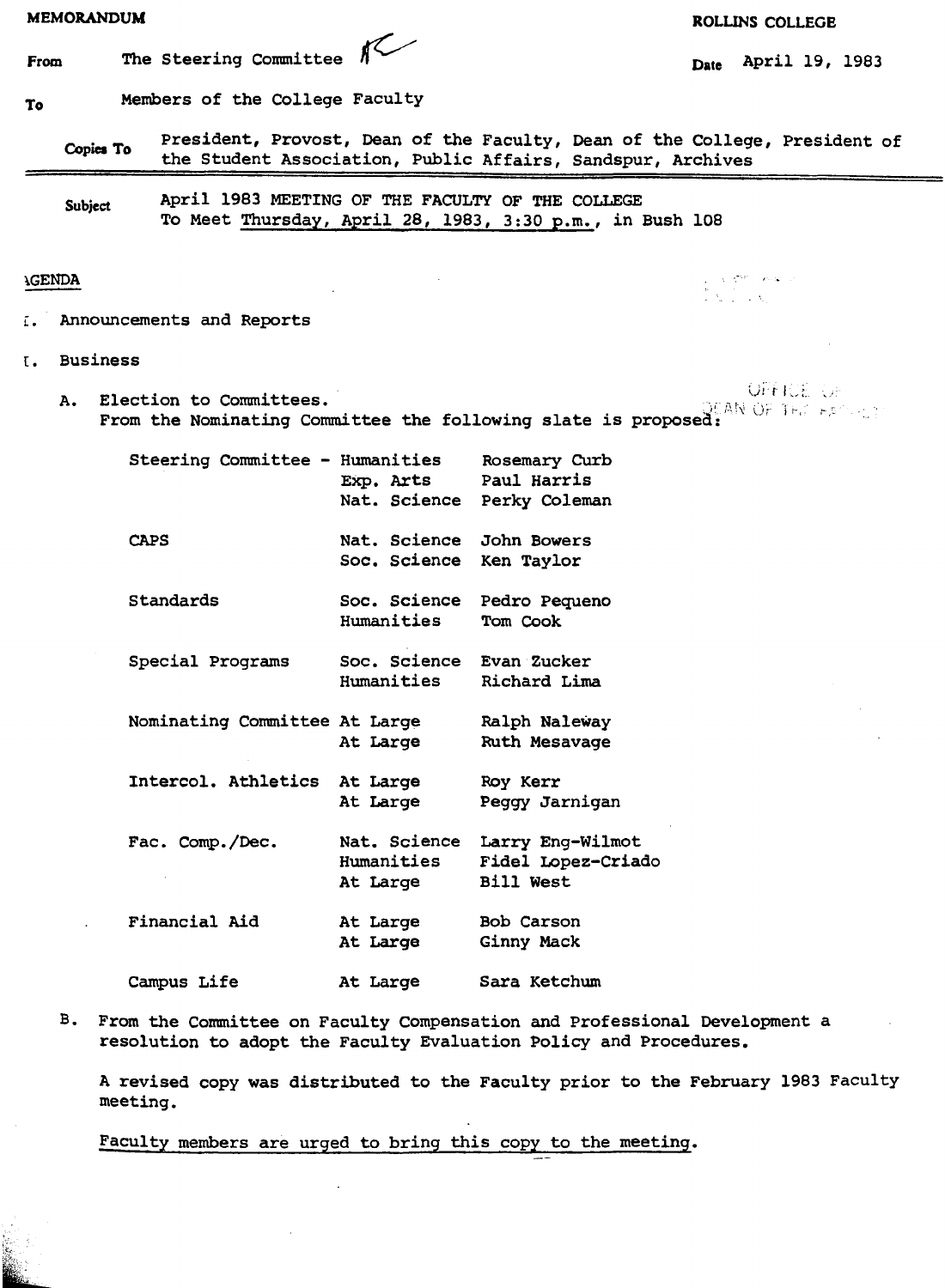**MEMORANDUM** | **ROLLINS COLLEGE**

**From** The Steering Committee

**Date** April 19, 1983

**To** Members of the College Faculty

**Copies To** President, Provost, Dean of the Faculty, Dean of the College, President of the Student Association, Public Affairs, Sandspur, Archives

**Subject** April 1983 MEETING OF THE FACULTY OF THE COLLEGE
To Meet <u>Thursday, April 28, 1983, 3:30 p.m.</u>, in Bush 108

## AGENDA

I. Announcements and Reports

II. Business

A. Election to Committees.
From the Nominating Committee the following slate is proposed:

| Committee | Division | Nominee |
|---|---|---|
| Steering Committee - | Humanities | Rosemary Curb |
| | Exp. Arts | Paul Harris |
| | Nat. Science | Perky Coleman |
| CAPS | Nat. Science | John Bowers |
| | Soc. Science | Ken Taylor |
| Standards | Soc. Science | Pedro Pequeno |
| | Humanities | Tom Cook |
| Special Programs | Soc. Science | Evan Zucker |
| | Humanities | Richard Lima |
| Nominating Committee | At Large | Ralph Naleway |
| | At Large | Ruth Mesavage |
| Intercol. Athletics | At Large | Roy Kerr |
| | At Large | Peggy Jarnigan |
| Fac. Comp./Dec. | Nat. Science | Larry Eng-Wilmot |
| | Humanities | Fidel Lopez-Criado |
| | At Large | Bill West |
| Financial Aid | At Large | Bob Carson |
| | At Large | Ginny Mack |
| Campus Life | At Large | Sara Ketchum |

B. From the Committee on Faculty Compensation and Professional Development a resolution to adopt the Faculty Evaluation Policy and Procedures.

A revised copy was distributed to the Faculty prior to the February 1983 Faculty meeting.

<u>Faculty members are urged to bring this copy to the meeting.</u>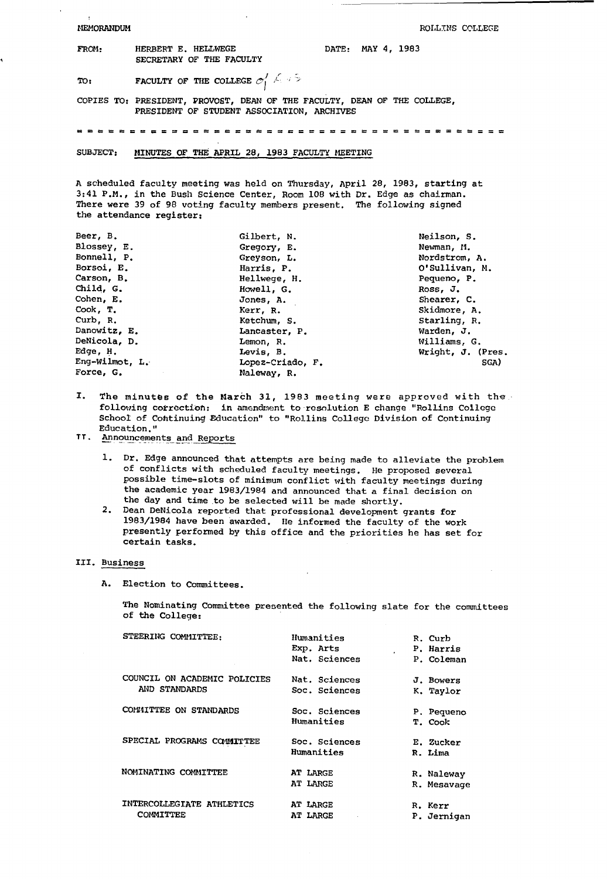MEMORANDUM

ROLLINS COLLEGE

FROM: HERBERT E. HELLWEGE
SECRETARY OF THE FACULTY

DATE: MAY 4, 1983

TO: FACULTY OF THE COLLEGE

COPIES TO: PRESIDENT, PROVOST, DEAN OF THE FACULTY, DEAN OF THE COLLEGE, PRESIDENT OF STUDENT ASSOCIATION, ARCHIVES

= = = = = = = = = = = = = = = = = = = = = = = = = = = = = = = = = = = = = = = = = =

SUBJECT: MINUTES OF THE APRIL 28, 1983 FACULTY MEETING

A scheduled faculty meeting was held on Thursday, April 28, 1983, starting at 3:41 P.M., in the Bush Science Center, Room 108 with Dr. Edge as chairman. There were 39 of 98 voting faculty members present. The following signed the attendance register:

| | | |
|---|---|---|
| Beer, B. | Gilbert, N. | Neilson, S. |
| Blossey, E. | Gregory, E. | Newman, M. |
| Bonnell, P. | Greyson, L. | Nordstrom, A. |
| Borsoi, E. | Harris, P. | O'Sullivan, M. |
| Carson, B. | Hellwege, H. | Pequeno, P. |
| Child, G. | Howell, G. | Ross, J. |
| Cohen, E. | Jones, A. | Shearer, C. |
| Cook, T. | Kerr, R. | Skidmore, A. |
| Curb, R. | Ketchum, S. | Starling, R. |
| Danowitz, E. | Lancaster, P. | Warden, J. |
| DeNicola, D. | Lemon, R. | Williams, G. |
| Edge, H. | Levis, B. | Wright, J. (Pres. SGA) |
| Eng-Wilmot, L. | Lopez-Criado, F. | |
| Force, G. | Naleway, R. | |

I. The minutes of the March 31, 1983 meeting were approved with the following correction: in amendment to resolution E change "Rollins College School of Continuing Education" to "Rollins College Division of Continuing Education."

II. Announcements and Reports

1. Dr. Edge announced that attempts are being made to alleviate the problem of conflicts with scheduled faculty meetings. He proposed several possible time-slots of minimum conflict with faculty meetings during the academic year 1983/1984 and announced that a final decision on the day and time to be selected will be made shortly.
2. Dean DeNicola reported that professional development grants for 1983/1984 have been awarded. He informed the faculty of the work presently performed by this office and the priorities he has set for certain tasks.

III. Business

A. Election to Committees.

The Nominating Committee presented the following slate for the committees of the College:

| | | |
|---|---|---|
| STEERING COMMITTEE: | Humanities | R. Curb |
| | Exp. Arts | P. Harris |
| | Nat. Sciences | P. Coleman |
| COUNCIL ON ACADEMIC POLICIES AND STANDARDS | Nat. Sciences | J. Bowers |
| | Soc. Sciences | K. Taylor |
| COMMITTEE ON STANDARDS | Soc. Sciences | P. Pequeno |
| | Humanities | T. Cook |
| SPECIAL PROGRAMS COMMITTEE | Soc. Sciences | E. Zucker |
| | Humanities | R. Lima |
| NOMINATING COMMITTEE | AT LARGE | R. Naleway |
| | AT LARGE | R. Mesavage |
| INTERCOLLEGIATE ATHLETICS COMMITTEE | AT LARGE | R. Kerr |
| | AT LARGE | P. Jernigan |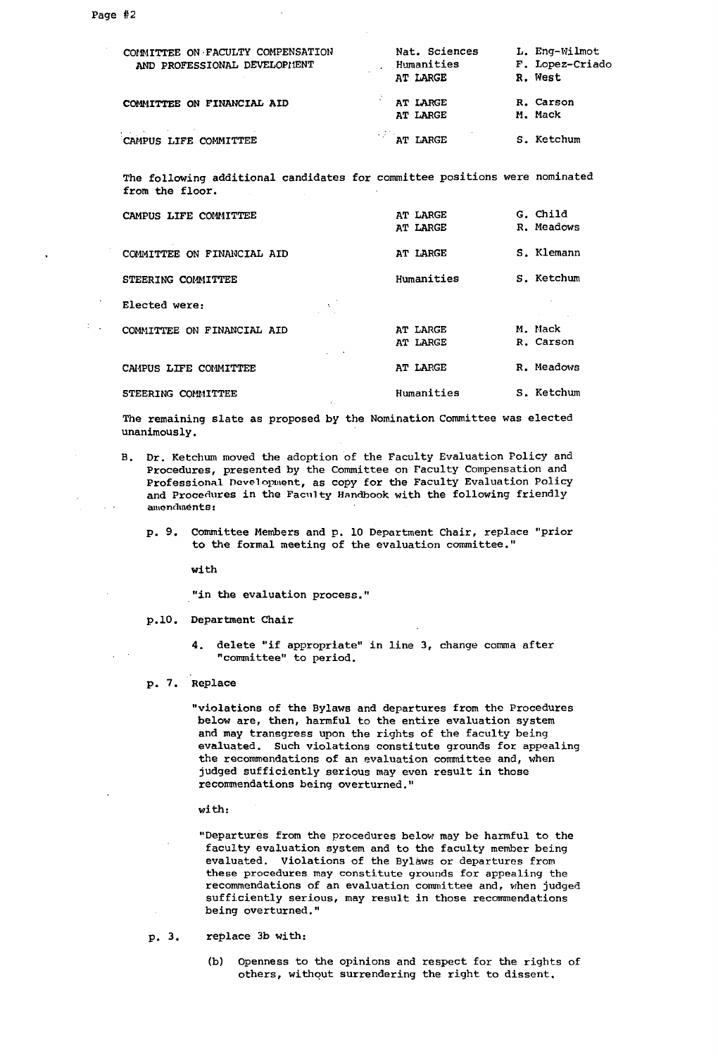| | | |
|---|---|---|
| COMMITTEE ON FACULTY COMPENSATION AND PROFESSIONAL DEVELOPMENT | Nat. Sciences | L. Eng-Wilmot |
| | Humanities | F. Lopez-Criado |
| | AT LARGE | R. West |
| COMMITTEE ON FINANCIAL AID | AT LARGE | R. Carson |
| | AT LARGE | M. Mack |
| CAMPUS LIFE COMMITTEE | AT LARGE | S. Ketchum |

The following additional candidates for committee positions were nominated from the floor.

| | | |
|---|---|---|
| CAMPUS LIFE COMMITTEE | AT LARGE | G. Child |
| | AT LARGE | R. Meadows |
| COMMITTEE ON FINANCIAL AID | AT LARGE | S. Klemann |
| STEERING COMMITTEE | Humanities | S. Ketchum |

Elected were:

| | | |
|---|---|---|
| COMMITTEE ON FINANCIAL AID | AT LARGE | M. Mack |
| | AT LARGE | R. Carson |
| CAMPUS LIFE COMMITTEE | AT LARGE | R. Meadows |
| STEERING COMMITTEE | Humanities | S. Ketchum |

The remaining slate as proposed by the Nomination Committee was elected unanimously.

B. Dr. Ketchum moved the adoption of the Faculty Evaluation Policy and Procedures, presented by the Committee on Faculty Compensation and Professional Development, as copy for the Faculty Evaluation Policy and Procedures in the Faculty Handbook with the following friendly amendments:

p. 9. Committee Members and p. 10 Department Chair, replace "prior to the formal meeting of the evaluation committee."

with

"in the evaluation process."

p.10. Department Chair

4. delete "if appropriate" in line 3, change comma after "committee" to period.

p. 7. Replace

"violations of the Bylaws and departures from the Procedures below are, then, harmful to the entire evaluation system and may transgress upon the rights of the faculty being evaluated. Such violations constitute grounds for appealing the recommendations of an evaluation committee and, when judged sufficiently serious may even result in those recommendations being overturned."

with:

"Departures from the procedures below may be harmful to the faculty evaluation system and to the faculty member being evaluated. Violations of the Bylaws or departures from these procedures may constitute grounds for appealing the recommendations of an evaluation committee and, when judged sufficiently serious, may result in those recommendations being overturned."

p. 3. replace 3b with:

(b) Openness to the opinions and respect for the rights of others, without surrendering the right to dissent.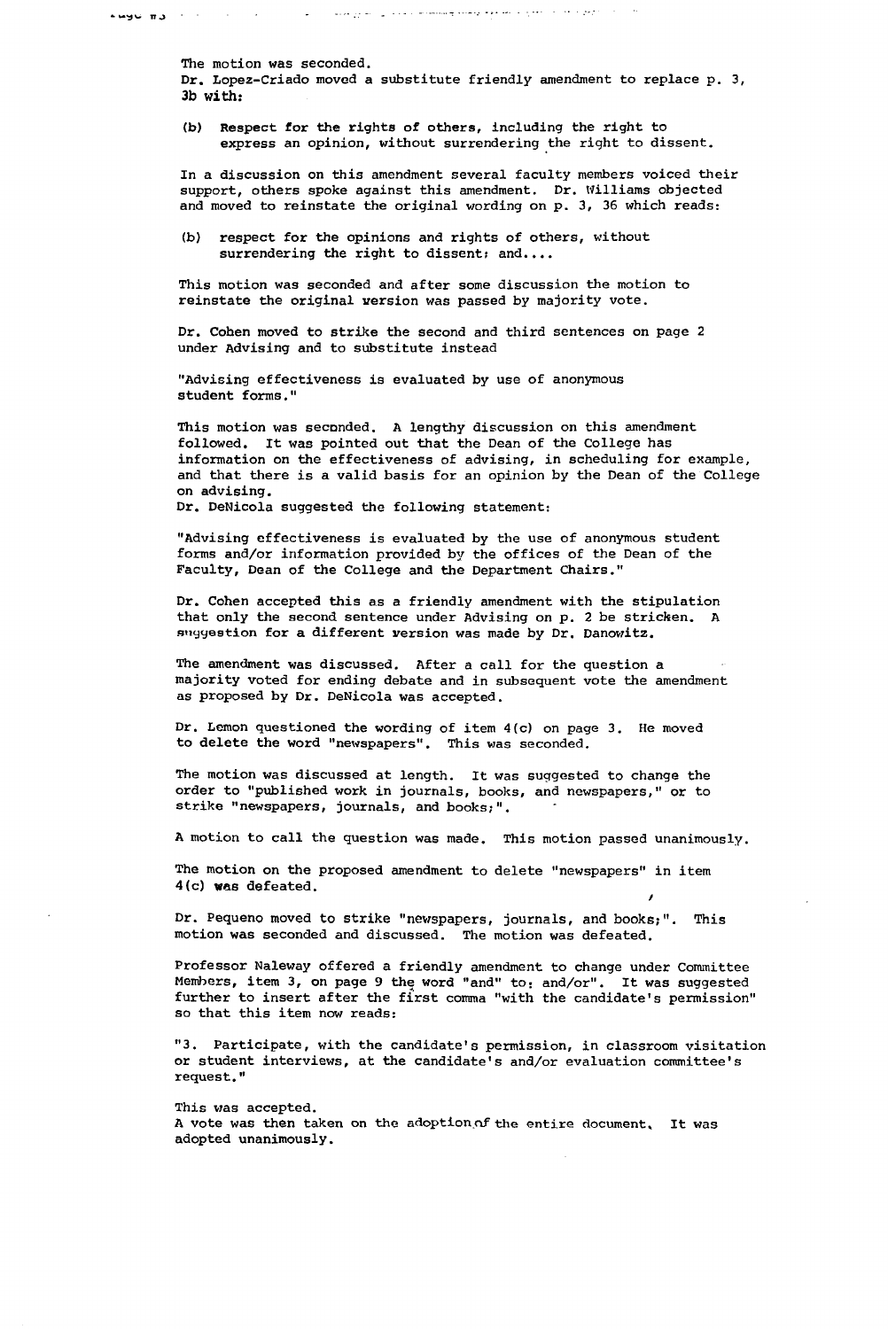The motion was seconded.
Dr. Lopez-Criado moved a substitute friendly amendment to replace p. 3, 3b with:

(b) Respect for the rights of others, including the right to express an opinion, without surrendering the right to dissent.

In a discussion on this amendment several faculty members voiced their support, others spoke against this amendment. Dr. Williams objected and moved to reinstate the original wording on p. 3, 36 which reads:

(b) respect for the opinions and rights of others, without surrendering the right to dissent; and....

This motion was seconded and after some discussion the motion to reinstate the original version was passed by majority vote.

Dr. Cohen moved to strike the second and third sentences on page 2 under Advising and to substitute instead

"Advising effectiveness is evaluated by use of anonymous student forms."

This motion was seconded. A lengthy discussion on this amendment followed. It was pointed out that the Dean of the College has information on the effectiveness of advising, in scheduling for example, and that there is a valid basis for an opinion by the Dean of the College on advising.
Dr. DeNicola suggested the following statement:

"Advising effectiveness is evaluated by the use of anonymous student forms and/or information provided by the offices of the Dean of the Faculty, Dean of the College and the Department Chairs."

Dr. Cohen accepted this as a friendly amendment with the stipulation that only the second sentence under Advising on p. 2 be stricken. A suggestion for a different version was made by Dr. Danowitz.

The amendment was discussed. After a call for the question a majority voted for ending debate and in subsequent vote the amendment as proposed by Dr. DeNicola was accepted.

Dr. Lemon questioned the wording of item 4(c) on page 3. He moved to delete the word "newspapers". This was seconded.

The motion was discussed at length. It was suggested to change the order to "published work in journals, books, and newspapers," or to strike "newspapers, journals, and books;".

A motion to call the question was made. This motion passed unanimously.

The motion on the proposed amendment to delete "newspapers" in item 4(c) was defeated.

Dr. Pequeno moved to strike "newspapers, journals, and books;". This motion was seconded and discussed. The motion was defeated.

Professor Naleway offered a friendly amendment to change under Committee Members, item 3, on page 9 the word "and" to: and/or". It was suggested further to insert after the first comma "with the candidate's permission" so that this item now reads:

"3. Participate, with the candidate's permission, in classroom visitation or student interviews, at the candidate's and/or evaluation committee's request."

This was accepted.
A vote was then taken on the adoption of the entire document. It was adopted unanimously.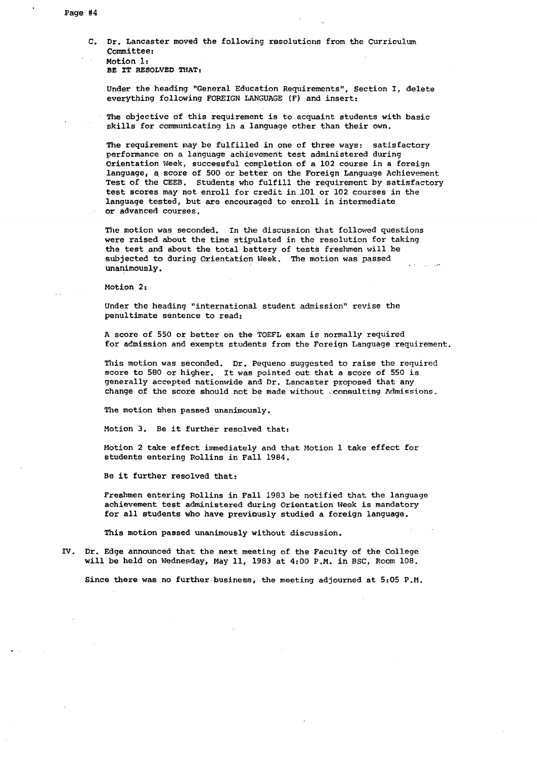C. Dr. Lancaster moved the following resolutions from the Curriculum Committee:
Motion 1:
**BE IT RESOLVED THAT:**

Under the heading "General Education Requirements", Section I, delete everything following FOREIGN LANGUAGE (F) and insert:

The objective of this requirement is to acquaint students with basic skills for communicating in a language other than their own.

The requirement may be fulfilled in one of three ways: satisfactory performance on a language achievement test administered during Orientation Week, successful completion of a 102 course in a foreign language, a score of 500 or better on the Foreign Language Achievement Test of the CEEB. Students who fulfill the requirement by satisfactory test scores may not enroll for credit in 101 or 102 courses in the language tested, but are encouraged to enroll in intermediate or advanced courses.

The motion was seconded. In the discussion that followed questions were raised about the time stipulated in the resolution for taking the test and about the total battery of tests freshmen will be subjected to during Orientation Week. The motion was passed unanimously.

Motion 2:

Under the heading "international student admission" revise the penultimate sentence to read:

A score of 550 or better on the TOEFL exam is normally required for admission and exempts students from the Foreign Language requirement.

This motion was seconded. Dr. Pequeno suggested to raise the required score to 580 or higher. It was pointed out that a score of 550 is generally accepted nationwide and Dr. Lancaster proposed that any change of the score should not be made without consulting Admissions.

The motion then passed unanimously.

Motion 3. Be it further resolved that:

Motion 2 take effect immediately and that Motion 1 take effect for students entering Rollins in Fall 1984.

Be it further resolved that:

Freshmen entering Rollins in Fall 1983 be notified that the language achievement test administered during Orientation Week is mandatory for all students who have previously studied a foreign language.

This motion passed unanimously without discussion.

IV. Dr. Edge announced that the next meeting of the Faculty of the College will be held on Wednesday, May 11, 1983 at 4:00 P.M. in BSC, Room 108.

Since there was no further business, the meeting adjourned at 5:05 P.M.